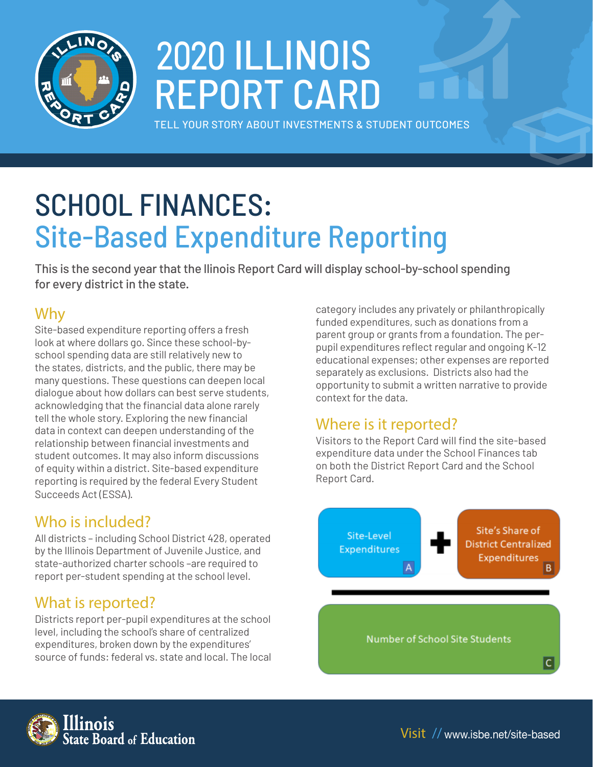# 2020 ILLINOIS REPORT CARD

TELL YOUR STORY ABOUT INVESTMENTS & STUDENT OUTCOMES

# SCHOOL FINANCES: Site-Based Expenditure Reporting

**This is the second year that the Ilinois Report Card will display school-by-school spending for every district in the state.**

## Why

Site-based expenditure reporting offers a fresh look at where dollars go. Since these school-by-school spending data are still relatively new to the states, districts, and the public, there may be many questions. These questions can deepen local dialogue about how dollars can best serve students, acknowledging that the financial data alone rarely tell the whole story. Exploring the new financial data in context can deepen understanding of the relationship between financial investments and student outcomes. It may also inform discussions of equity within a district. Site-based expenditure reporting is required by the federal Every Student Succeeds Act (ESSA).

## Who is included?

All districts – including School District 428, operated by the Illinois Department of Juvenile Justice, and state-authorized charter schools –are required to report per-student spending at the school level.

## What is reported?

Districts report per-pupil expenditures at the school level, including the school's share of centralized expenditures, broken down by the expenditures' source of funds: federal vs. state and local. The local category includes any privately or philanthropically funded expenditures, such as donations from a parent group or grants from a foundation. The per-pupil expenditures reflect regular and ongoing K-12 educational expenses; other expenses are reported separately as exclusions. Districts also had the opportunity to submit a written narrative to provide context for the data.

## Where is it reported?

Visitors to the Report Card will find the site-based expenditure data under the School Finances tab on both the District Report Card and the School Report Card.

$$\frac{\text{Site-Level Expenditures (A)} + \text{Site's Share of District Centralized Expenditures (B)}}{\text{Number of School Site Students (C)}}$$

Visit // www.isbe.net/site-based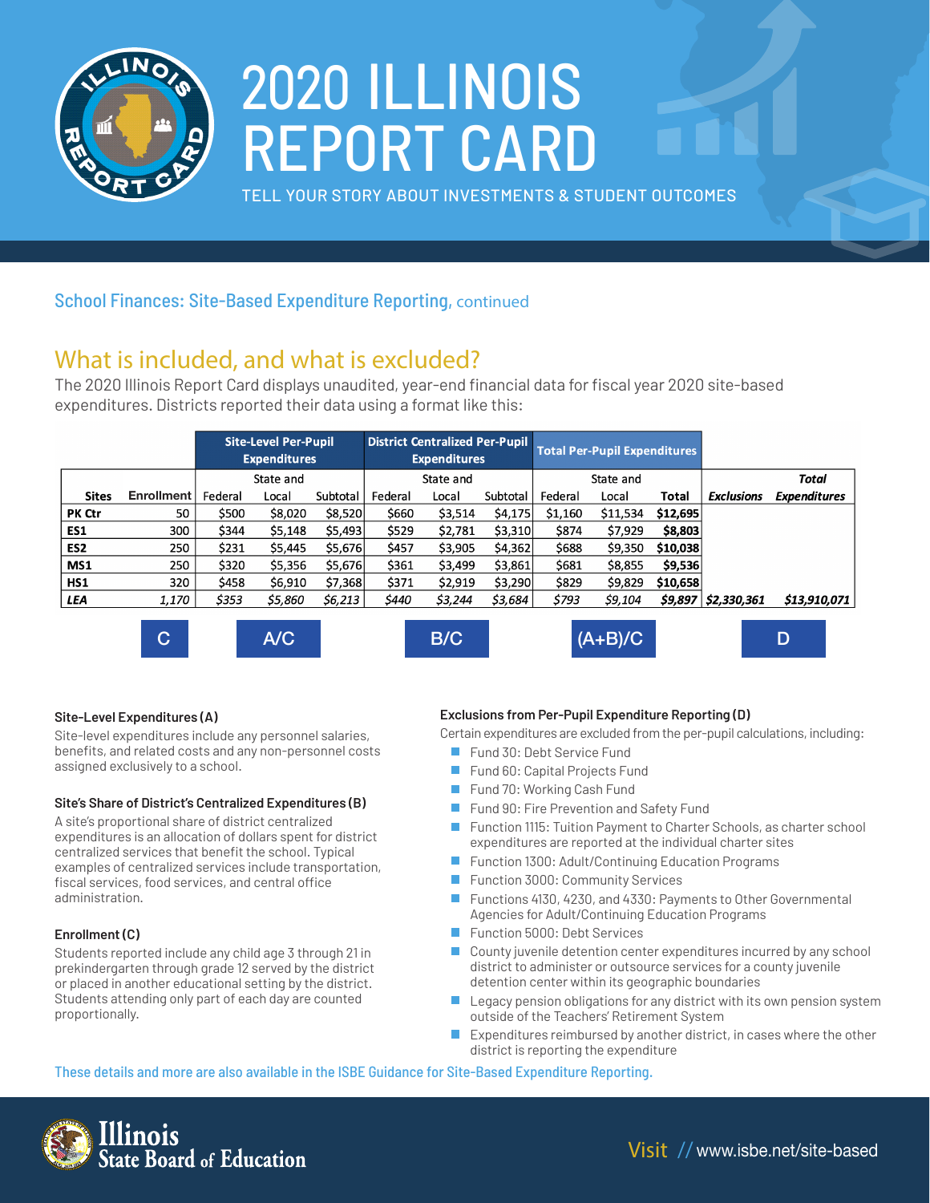# 2020 ILLINOIS REPORT CARD

TELL YOUR STORY ABOUT INVESTMENTS & STUDENT OUTCOMES

## School Finances: Site-Based Expenditure Reporting, continued

## What is included, and what is excluded?

The 2020 Illinois Report Card displays unaudited, year-end financial data for fiscal year 2020 site-based expenditures. Districts reported their data using a format like this:

| | | Site-Level Per-Pupil Expenditures | | | District Centralized Per-Pupil Expenditures | | | Total Per-Pupil Expenditures | | | | |
|---|---|---|---|---|---|---|---|---|---|---|---|---|
| **Sites** | **Enrollment** | Federal | State and Local | Subtotal | Federal | State and Local | Subtotal | Federal | State and Local | **Total** | ***Exclusions*** | ***Total Expenditures*** |
| **PK Ctr** | 50 | $500 | $8,020 | $8,520 | $660 | $3,514 | $4,175 | $1,160 | $11,534 | **$12,695** | | |
| **ES1** | 300 | $344 | $5,148 | $5,493 | $529 | $2,781 | $3,310 | $874 | $7,929 | **$8,803** | | |
| **ES2** | 250 | $231 | $5,445 | $5,676 | $457 | $3,905 | $4,362 | $688 | $9,350 | **$10,038** | | |
| **MS1** | 250 | $320 | $5,356 | $5,676 | $361 | $3,499 | $3,861 | $681 | $8,855 | **$9,536** | | |
| **HS1** | 320 | $458 | $6,910 | $7,368 | $371 | $2,919 | $3,290 | $829 | $9,829 | **$10,658** | | |
| ***LEA*** | *1,170* | *$353* | *$5,860* | *$6,213* | *$440* | *$3,244* | *$3,684* | *$793* | *$9,104* | ***$9,897*** | ***$2,330,361*** | ***$13,910,071*** |
| | C | | A/C | | | B/C | | | (A+B)/C | | D | |

### Site-Level Expenditures (A)

Site-level expenditures include any personnel salaries, benefits, and related costs and any non-personnel costs assigned exclusively to a school.

### Site's Share of District's Centralized Expenditures (B)

A site's proportional share of district centralized expenditures is an allocation of dollars spent for district centralized services that benefit the school. Typical examples of centralized services include transportation, fiscal services, food services, and central office administration.

### Enrollment (C)

Students reported include any child age 3 through 21 in prekindergarten through grade 12 served by the district or placed in another educational setting by the district. Students attending only part of each day are counted proportionally.

### Exclusions from Per-Pupil Expenditure Reporting (D)

Certain expenditures are excluded from the per-pupil calculations, including:

- Fund 30: Debt Service Fund
- Fund 60: Capital Projects Fund
- Fund 70: Working Cash Fund
- Fund 90: Fire Prevention and Safety Fund
- Function 1115: Tuition Payment to Charter Schools, as charter school expenditures are reported at the individual charter sites
- Function 1300: Adult/Continuing Education Programs
- Function 3000: Community Services
- Functions 4130, 4230, and 4330: Payments to Other Governmental Agencies for Adult/Continuing Education Programs
- Function 5000: Debt Services
- County juvenile detention center expenditures incurred by any school district to administer or outsource services for a county juvenile detention center within its geographic boundaries
- Legacy pension obligations for any district with its own pension system outside of the Teachers' Retirement System
- Expenditures reimbursed by another district, in cases where the other district is reporting the expenditure

These details and more are also available in the ISBE Guidance for Site-Based Expenditure Reporting.

Illinois State Board of Education

Visit // www.isbe.net/site-based